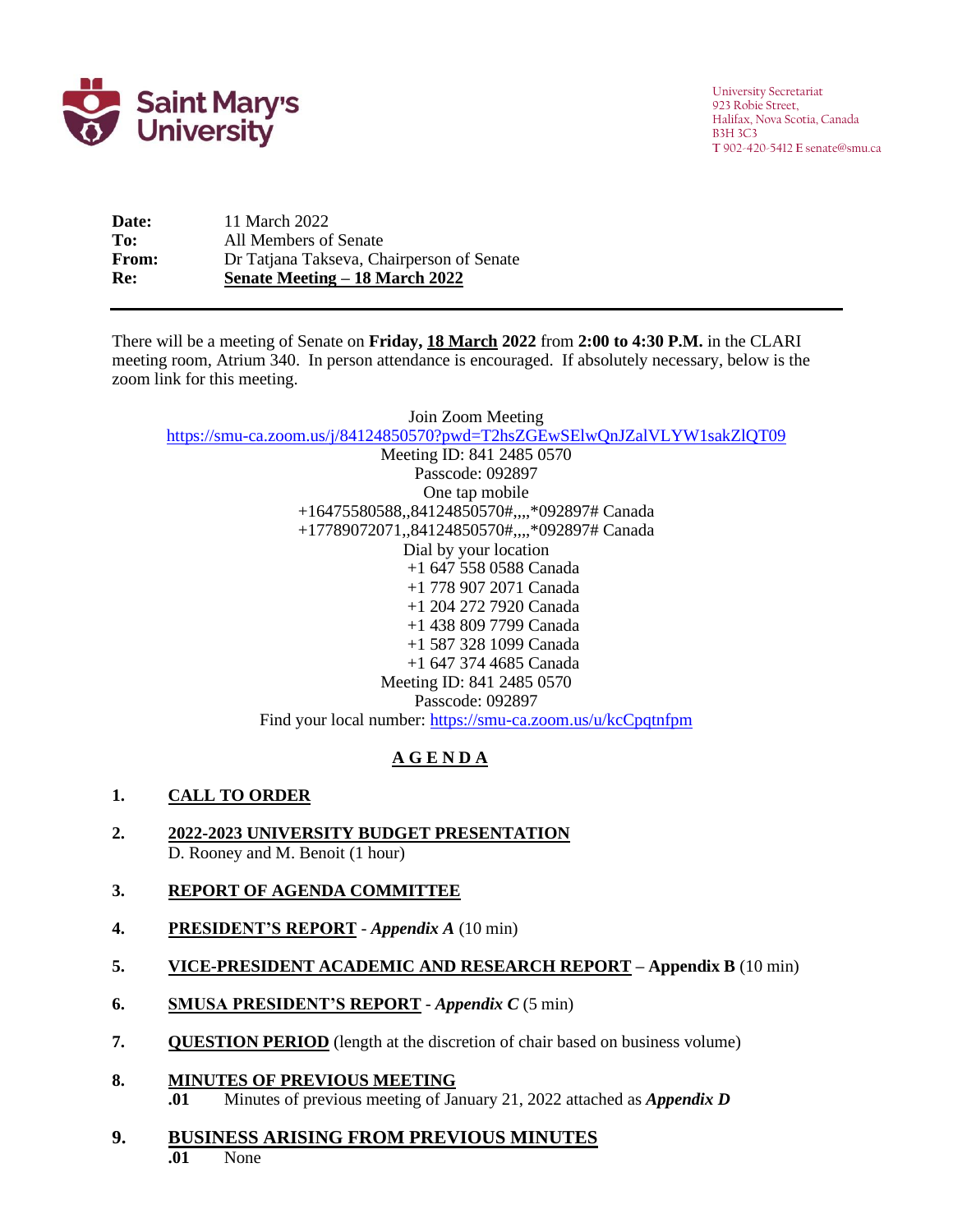Saint Mary's University

University Secretariat
923 Robie Street,
Halifax, Nova Scotia, Canada
B3H 3C3
T 902-420-5412 E senate@smu.ca

**Date:** 11 March 2022
**To:** All Members of Senate
**From:** Dr Tatjana Takseva, Chairperson of Senate
**Re:** **Senate Meeting – 18 March 2022**

---

There will be a meeting of Senate on **Friday, 18 March 2022** from **2:00 to 4:30 P.M.** in the CLARI meeting room, Atrium 340. In person attendance is encouraged. If absolutely necessary, below is the zoom link for this meeting.

Join Zoom Meeting
https://smu-ca.zoom.us/j/84124850570?pwd=T2hsZGEwSElwQnJZalVLYW1sakZlQT09
Meeting ID: 841 2485 0570
Passcode: 092897
One tap mobile
+16475580588,,84124850570#,,,,*092897# Canada
+17789072071,,84124850570#,,,,*092897# Canada
Dial by your location
+1 647 558 0588 Canada
+1 778 907 2071 Canada
+1 204 272 7920 Canada
+1 438 809 7799 Canada
+1 587 328 1099 Canada
+1 647 374 4685 Canada
Meeting ID: 841 2485 0570
Passcode: 092897
Find your local number: https://smu-ca.zoom.us/u/kcCpqtnfpm

## A G E N D A

**1. CALL TO ORDER**

**2. 2022-2023 UNIVERSITY BUDGET PRESENTATION**
D. Rooney and M. Benoit (1 hour)

**3. REPORT OF AGENDA COMMITTEE**

**4. PRESIDENT'S REPORT** - ***Appendix A*** (10 min)

**5. VICE-PRESIDENT ACADEMIC AND RESEARCH REPORT** – **Appendix B** (10 min)

**6. SMUSA PRESIDENT'S REPORT** - ***Appendix C*** (5 min)

**7. QUESTION PERIOD** (length at the discretion of chair based on business volume)

**8. MINUTES OF PREVIOUS MEETING**
**.01** Minutes of previous meeting of January 21, 2022 attached as ***Appendix D***

**9. BUSINESS ARISING FROM PREVIOUS MINUTES**
**.01** None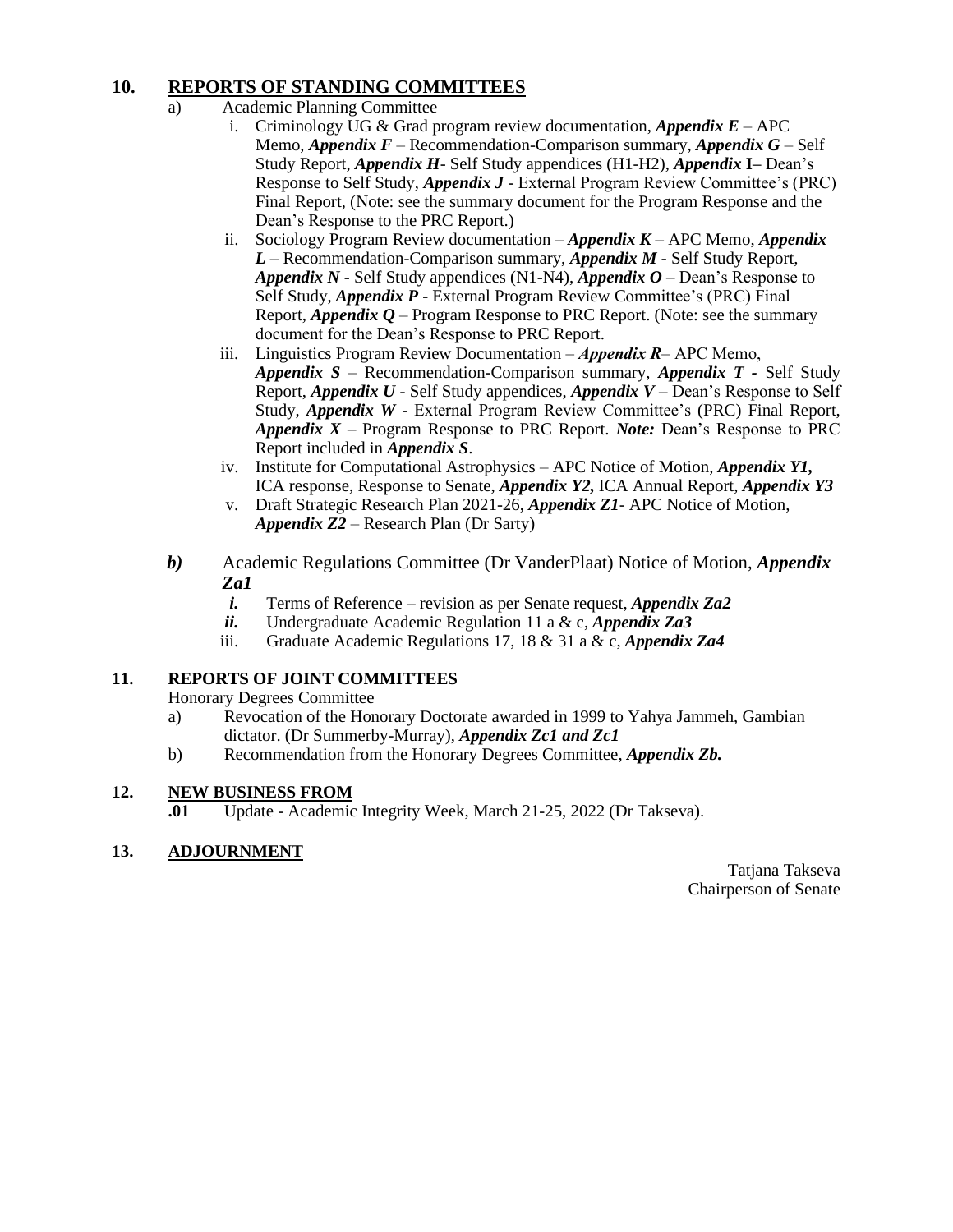## 10. <u>REPORTS OF STANDING COMMITTEES</u>

a) Academic Planning Committee

   i. Criminology UG & Grad program review documentation, ***Appendix E*** – APC Memo, ***Appendix F*** – Recommendation-Comparison summary, ***Appendix G*** – Self Study Report, ***Appendix H***- Self Study appendices (H1-H2), ***Appendix* I**– Dean's Response to Self Study, ***Appendix J*** - External Program Review Committee's (PRC) Final Report, (Note: see the summary document for the Program Response and the Dean's Response to the PRC Report.)

   ii. Sociology Program Review documentation – ***Appendix K*** – APC Memo, ***Appendix L*** – Recommendation-Comparison summary, ***Appendix M*** - Self Study Report, ***Appendix N*** - Self Study appendices (N1-N4), ***Appendix O*** – Dean's Response to Self Study, ***Appendix P*** - External Program Review Committee's (PRC) Final Report, ***Appendix Q*** – Program Response to PRC Report. (Note: see the summary document for the Dean's Response to PRC Report.

   iii. Linguistics Program Review Documentation – ***Appendix R***– APC Memo, ***Appendix S*** – Recommendation-Comparison summary, ***Appendix T*** - Self Study Report, ***Appendix U*** - Self Study appendices, ***Appendix V*** – Dean's Response to Self Study, ***Appendix W*** - External Program Review Committee's (PRC) Final Report, ***Appendix X*** – Program Response to PRC Report. ***Note:*** Dean's Response to PRC Report included in ***Appendix S***.

   iv. Institute for Computational Astrophysics – APC Notice of Motion, ***Appendix Y1,*** ICA response, Response to Senate, ***Appendix Y2,*** ICA Annual Report, ***Appendix Y3***

   v. Draft Strategic Research Plan 2021-26, ***Appendix Z1***- APC Notice of Motion, ***Appendix Z2*** – Research Plan (Dr Sarty)

***b)*** Academic Regulations Committee (Dr VanderPlaat) Notice of Motion, ***Appendix Za1***

   ***i.*** Terms of Reference – revision as per Senate request, ***Appendix Za2***

   ***ii.*** Undergraduate Academic Regulation 11 a & c, ***Appendix Za3***

   iii. Graduate Academic Regulations 17, 18 & 31 a & c, ***Appendix Za4***

## 11. REPORTS OF JOINT COMMITTEES

Honorary Degrees Committee

a) Revocation of the Honorary Doctorate awarded in 1999 to Yahya Jammeh, Gambian dictator. (Dr Summerby-Murray), ***Appendix Zc1 and Zc1***

b) Recommendation from the Honorary Degrees Committee, ***Appendix Zb.***

## 12. <u>NEW BUSINESS FROM</u>

**.01** Update - Academic Integrity Week, March 21-25, 2022 (Dr Takseva).

## 13. <u>ADJOURNMENT</u>

Tatjana Takseva
Chairperson of Senate